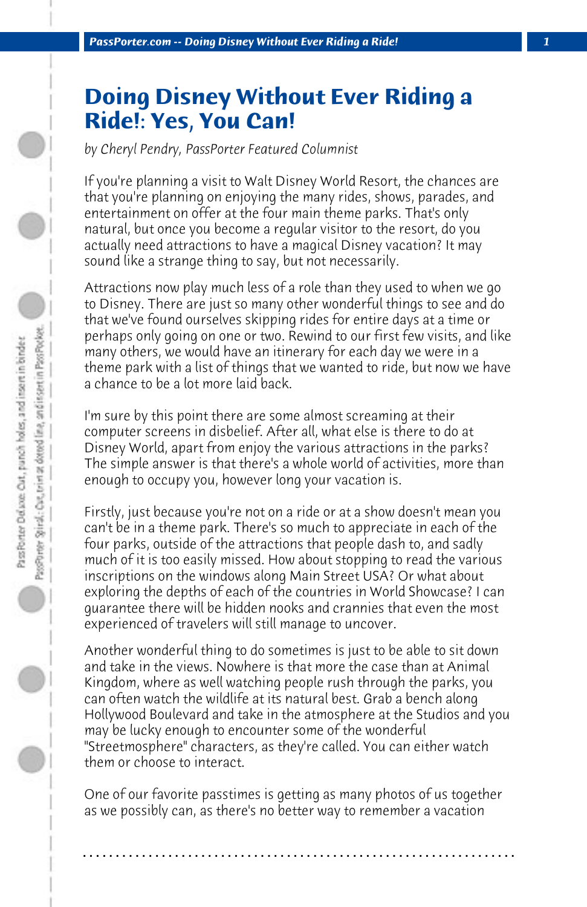# Doing Disney Without Ever Riding a Ride!: Yes, You Can!

*by Cheryl Pendry, PassPorter Featured Columnist*

If you're planning a visit to Walt Disney World Resort, the chances are that you're planning on enjoying the many rides, shows, parades, and entertainment on offer at the four main theme parks. That's only natural, but once you become a regular visitor to the resort, do you actually need attractions to have a magical Disney vacation? It may sound like a strange thing to say, but not necessarily.

Attractions now play much less of a role than they used to when we go to Disney. There are just so many other wonderful things to see and do that we've found ourselves skipping rides for entire days at a time or perhaps only going on one or two. Rewind to our first few visits, and like many others, we would have an itinerary for each day we were in a theme park with a list of things that we wanted to ride, but now we have a chance to be a lot more laid back.

I'm sure by this point there are some almost screaming at their computer screens in disbelief. After all, what else is there to do at Disney World, apart from enjoy the various attractions in the parks? The simple answer is that there's a whole world of activities, more than enough to occupy you, however long your vacation is.

Firstly, just because you're not on a ride or at a show doesn't mean you can't be in a theme park. There's so much to appreciate in each of the four parks, outside of the attractions that people dash to, and sadly much of it is too easily missed. How about stopping to read the various inscriptions on the windows along Main Street USA? Or what about exploring the depths of each of the countries in World Showcase? I can guarantee there will be hidden nooks and crannies that even the most experienced of travelers will still manage to uncover.

Another wonderful thing to do sometimes is just to be able to sit down and take in the views. Nowhere is that more the case than at Animal Kingdom, where as well watching people rush through the parks, you can often watch the wildlife at its natural best. Grab a bench along Hollywood Boulevard and take in the atmosphere at the Studios and you may be lucky enough to encounter some of the wonderful "Streetmosphere" characters, as they're called. You can either watch them or choose to interact.

One of our favorite passtimes is getting as many photos of us together as we possibly can, as there's no better way to remember a vacation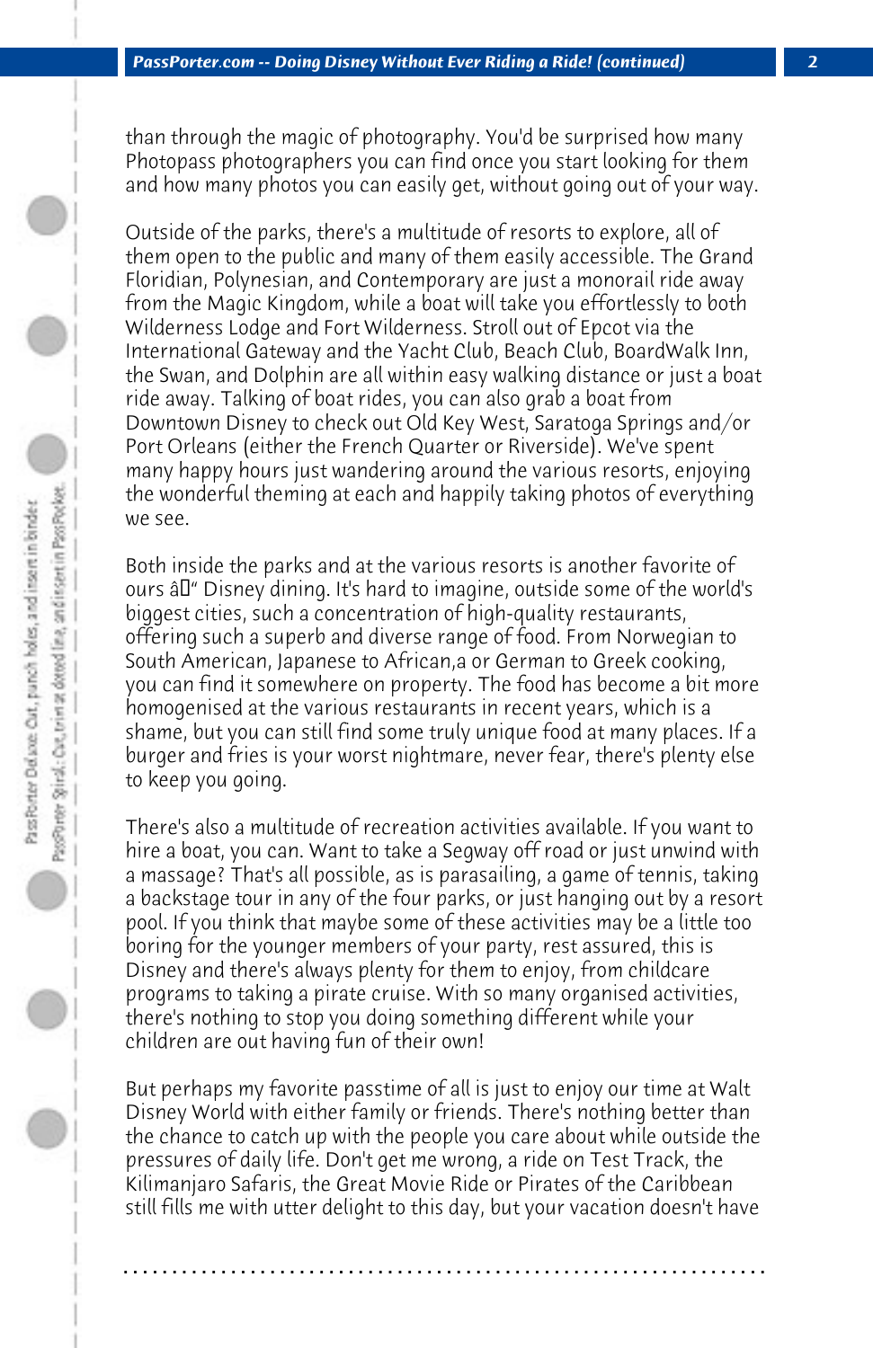than through the magic of photography. You'd be surprised how many Photopass photographers you can find once you start looking for them and how many photos you can easily get, without going out of your way.

Outside of the parks, there's a multitude of resorts to explore, all of them open to the public and many of them easily accessible. The Grand Floridian, Polynesian, and Contemporary are just a monorail ride away from the Magic Kingdom, while a boat will take you effortlessly to both Wilderness Lodge and Fort Wilderness. Stroll out of Epcot via the International Gateway and the Yacht Club, Beach Club, BoardWalk Inn, the Swan, and Dolphin are all within easy walking distance or just a boat ride away. Talking of boat rides, you can also grab a boat from Downtown Disney to check out Old Key West, Saratoga Springs and/or Port Orleans (either the French Quarter or Riverside). We've spent many happy hours just wandering around the various resorts, enjoying the wonderful theming at each and happily taking photos of everything we see.

Both inside the parks and at the various resorts is another favorite of ours â" Disney dining. It's hard to imagine, outside some of the world's biggest cities, such a concentration of high-quality restaurants, offering such a superb and diverse range of food. From Norwegian to South American, Japanese to African,a or German to Greek cooking, you can find it somewhere on property. The food has become a bit more homogenised at the various restaurants in recent years, which is a shame, but you can still find some truly unique food at many places. If a burger and fries is your worst nightmare, never fear, there's plenty else to keep you going.

There's also a multitude of recreation activities available. If you want to hire a boat, you can. Want to take a Segway off road or just unwind with a massage? That's all possible, as is parasailing, a game of tennis, taking a backstage tour in any of the four parks, or just hanging out by a resort pool. If you think that maybe some of these activities may be a little too boring for the younger members of your party, rest assured, this is Disney and there's always plenty for them to enjoy, from childcare programs to taking a pirate cruise. With so many organised activities, there's nothing to stop you doing something different while your children are out having fun of their own!

But perhaps my favorite passtime of all is just to enjoy our time at Walt Disney World with either family or friends. There's nothing better than the chance to catch up with the people you care about while outside the pressures of daily life. Don't get me wrong, a ride on Test Track, the Kilimanjaro Safaris, the Great Movie Ride or Pirates of the Caribbean still fills me with utter delight to this day, but your vacation doesn't have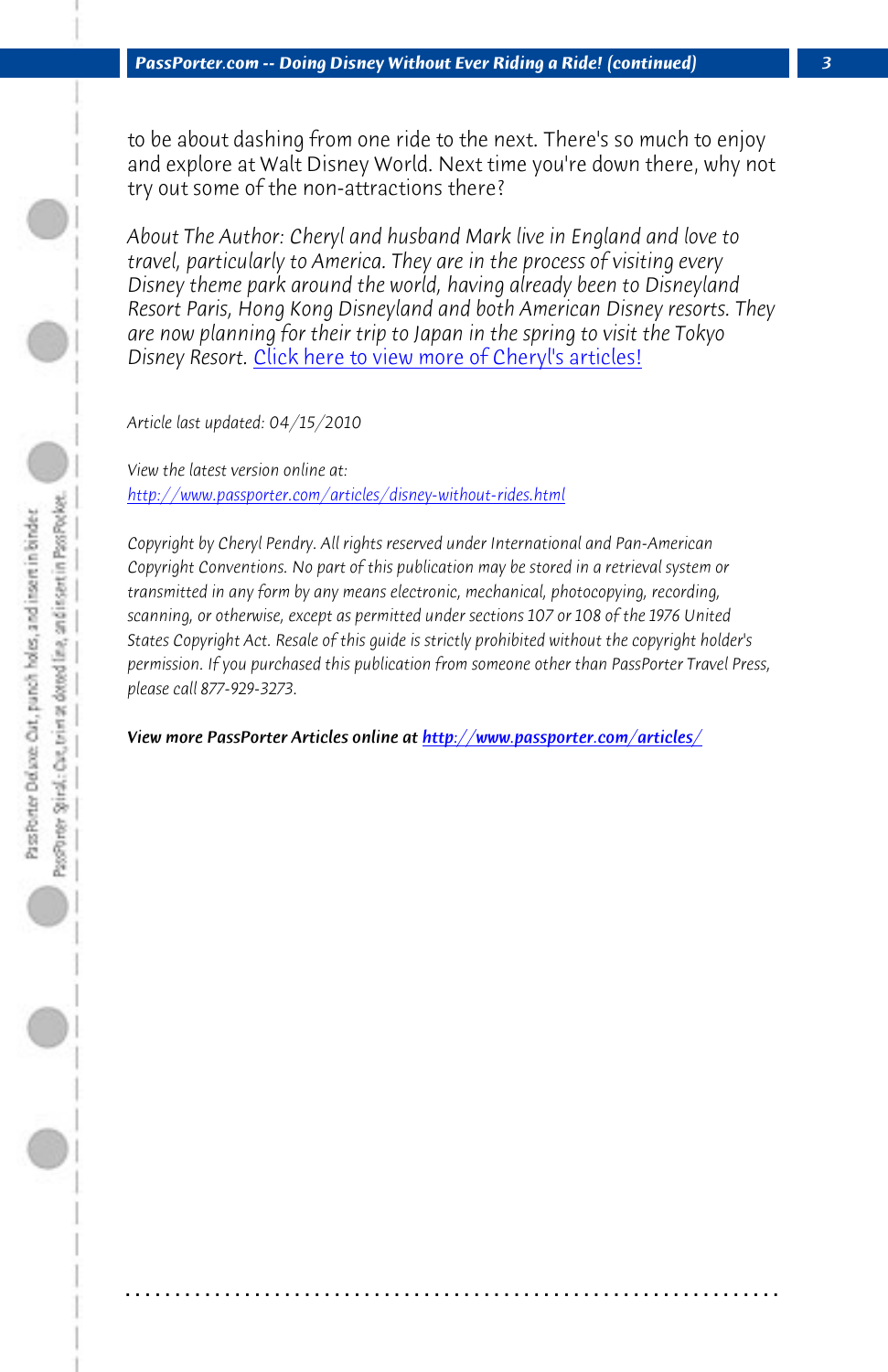to be about dashing from one ride to the next. There's so much to enjoy and explore at Walt Disney World. Next time you're down there, why not try out some of the non-attractions there?

*About The Author: Cheryl and husband Mark live in England and love to travel, particularly to America. They are in the process of visiting every Disney theme park around the world, having already been to Disneyland Resort Paris, Hong Kong Disneyland and both American Disney resorts. They are now planning for their trip to Japan in the spring to visit the Tokyo Disney Resort.* [Click here to view more of Cheryl's articles!]

*Article last updated: 04/15/2010*

*View the latest version online at:*
*http://www.passporter.com/articles/disney-without-rides.html*

*Copyright by Cheryl Pendry. All rights reserved under International and Pan-American Copyright Conventions. No part of this publication may be stored in a retrieval system or transmitted in any form by any means electronic, mechanical, photocopying, recording, scanning, or otherwise, except as permitted under sections 107 or 108 of the 1976 United States Copyright Act. Resale of this guide is strictly prohibited without the copyright holder's permission. If you purchased this publication from someone other than PassPorter Travel Press, please call 877-929-3273.*

***View more PassPorter Articles online at http://www.passporter.com/articles/***